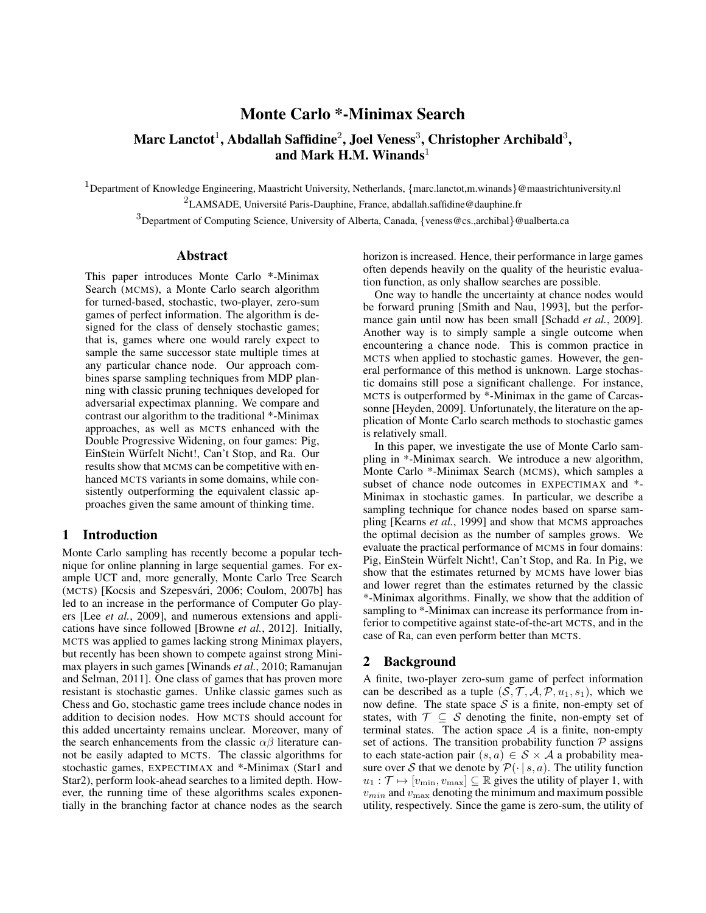# Monte Carlo *-Minimax Search

**Marc Lanctot[1], Abdallah Saffidine[2], Joel Veness[3], Christopher Archibald[3], and Mark H.M. Winands[1]**

[1]Department of Knowledge Engineering, Maastricht University, Netherlands, {marc.lanctot,m.winands}@maastrichtuniversity.nl

[2]LAMSADE, Université Paris-Dauphine, France, abdallah.saffidine@dauphine.fr

[3]Department of Computing Science, University of Alberta, Canada, {veness@cs.,archibal}@ualberta.ca

## Abstract

This paper introduces Monte Carlo *-Minimax Search (MCMS), a Monte Carlo search algorithm for turned-based, stochastic, two-player, zero-sum games of perfect information. The algorithm is designed for the class of densely stochastic games; that is, games where one would rarely expect to sample the same successor state multiple times at any particular chance node. Our approach combines sparse sampling techniques from MDP planning with classic pruning techniques developed for adversarial expectimax planning. We compare and contrast our algorithm to the traditional *-Minimax approaches, as well as MCTS enhanced with the Double Progressive Widening, on four games: Pig, EinStein Würfelt Nicht!, Can't Stop, and Ra. Our results show that MCMS can be competitive with enhanced MCTS variants in some domains, while consistently outperforming the equivalent classic approaches given the same amount of thinking time.

## 1 Introduction

Monte Carlo sampling has recently become a popular technique for online planning in large sequential games. For example UCT and, more generally, Monte Carlo Tree Search (MCTS) [Kocsis and Szepesvári, 2006; Coulom, 2007b] has led to an increase in the performance of Computer Go players [Lee *et al.*, 2009], and numerous extensions and applications have since followed [Browne *et al.*, 2012]. Initially, MCTS was applied to games lacking strong Minimax players, but recently has been shown to compete against strong Minimax players in such games [Winands *et al.*, 2010; Ramanujan and Selman, 2011]. One class of games that has proven more resistant is stochastic games. Unlike classic games such as Chess and Go, stochastic game trees include chance nodes in addition to decision nodes. How MCTS should account for this added uncertainty remains unclear. Moreover, many of the search enhancements from the classic $\alpha\beta$ literature cannot be easily adapted to MCTS. The classic algorithms for stochastic games, EXPECTIMAX and *-Minimax (Star1 and Star2), perform look-ahead searches to a limited depth. However, the running time of these algorithms scales exponentially in the branching factor at chance nodes as the search horizon is increased. Hence, their performance in large games often depends heavily on the quality of the heuristic evaluation function, as only shallow searches are possible.

One way to handle the uncertainty at chance nodes would be forward pruning [Smith and Nau, 1993], but the performance gain until now has been small [Schadd *et al.*, 2009]. Another way is to simply sample a single outcome when encountering a chance node. This is common practice in MCTS when applied to stochastic games. However, the general performance of this method is unknown. Large stochastic domains still pose a significant challenge. For instance, MCTS is outperformed by *-Minimax in the game of Carcassonne [Heyden, 2009]. Unfortunately, the literature on the application of Monte Carlo search methods to stochastic games is relatively small.

In this paper, we investigate the use of Monte Carlo sampling in *-Minimax search. We introduce a new algorithm, Monte Carlo *-Minimax Search (MCMS), which samples a subset of chance node outcomes in EXPECTIMAX and *-Minimax in stochastic games. In particular, we describe a sampling technique for chance nodes based on sparse sampling [Kearns *et al.*, 1999] and show that MCMS approaches the optimal decision as the number of samples grows. We evaluate the practical performance of MCMS in four domains: Pig, EinStein Würfelt Nicht!, Can't Stop, and Ra. In Pig, we show that the estimates returned by MCMS have lower bias and lower regret than the estimates returned by the classic *-Minimax algorithms. Finally, we show that the addition of sampling to *-Minimax can increase its performance from inferior to competitive against state-of-the-art MCTS, and in the case of Ra, can even perform better than MCTS.

## 2 Background

A finite, two-player zero-sum game of perfect information can be described as a tuple $(\mathcal{S}, \mathcal{T}, \mathcal{A}, \mathcal{P}, u_1, s_1)$, which we now define. The state space $\mathcal{S}$ is a finite, non-empty set of states, with $\mathcal{T} \subseteq \mathcal{S}$ denoting the finite, non-empty set of terminal states. The action space $\mathcal{A}$ is a finite, non-empty set of actions. The transition probability function $\mathcal{P}$ assigns to each state-action pair $(s, a) \in \mathcal{S} \times \mathcal{A}$ a probability measure over $\mathcal{S}$ that we denote by $\mathcal{P}(\cdot \mid s, a)$. The utility function $u_1 : \mathcal{T} \mapsto [v_{\min}, v_{\max}] \subseteq \mathbb{R}$ gives the utility of player 1, with $v_{min}$ and $v_{\max}$ denoting the minimum and maximum possible utility, respectively. Since the game is zero-sum, the utility of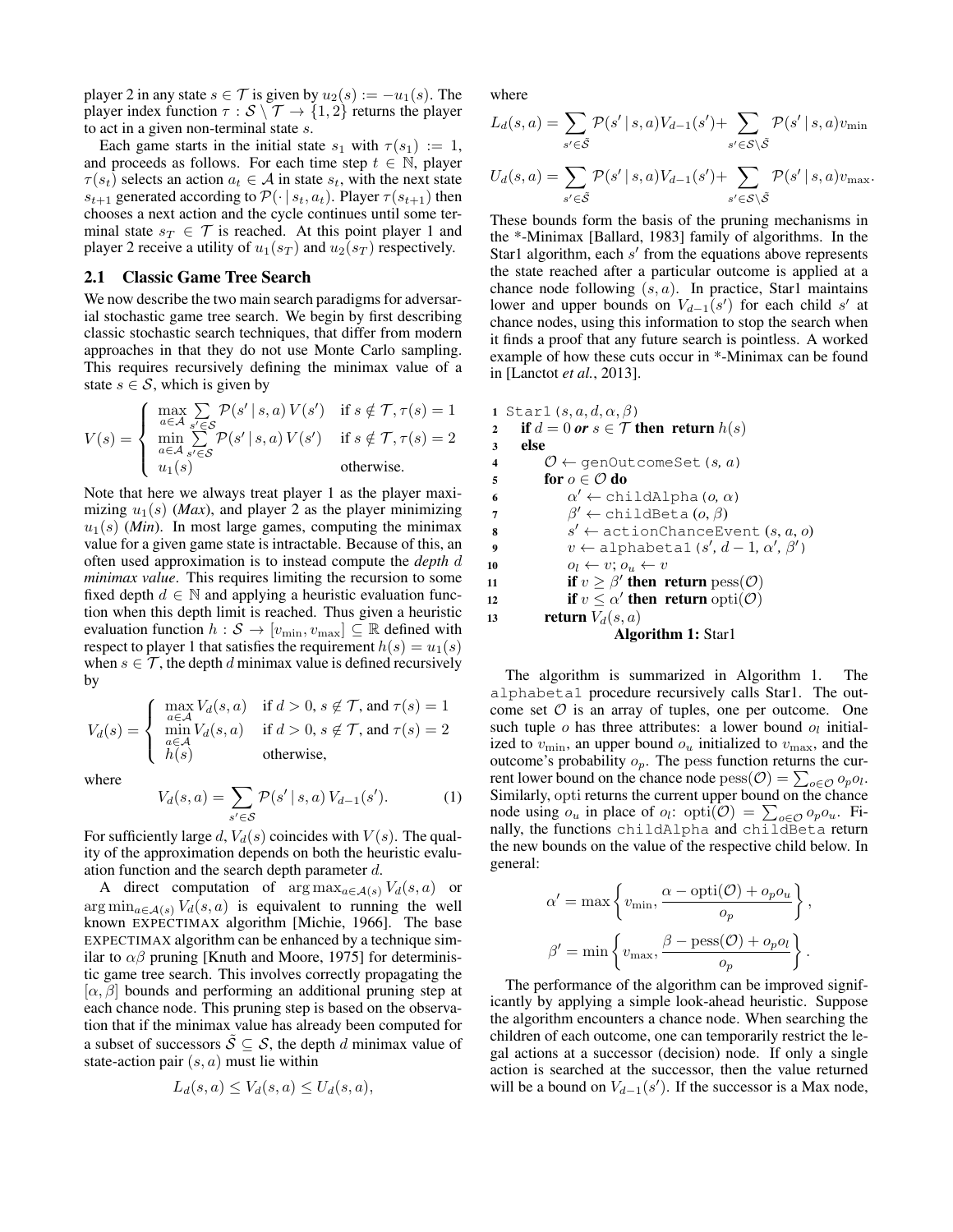player 2 in any state $s \in \mathcal{T}$ is given by $u_2(s) := -u_1(s)$. The player index function $\tau : \mathcal{S} \setminus \mathcal{T} \to \{1, 2\}$ returns the player to act in a given non-terminal state $s$.

Each game starts in the initial state $s_1$ with $\tau(s_1) := 1$, and proceeds as follows. For each time step $t \in \mathbb{N}$, player $\tau(s_t)$ selects an action $a_t \in \mathcal{A}$ in state $s_t$, with the next state $s_{t+1}$ generated according to $\mathcal{P}(\cdot \mid s_t, a_t)$. Player $\tau(s_{t+1})$ then chooses a next action and the cycle continues until some terminal state $s_T \in \mathcal{T}$ is reached. At this point player 1 and player 2 receive a utility of $u_1(s_T)$ and $u_2(s_T)$ respectively.

## 2.1 Classic Game Tree Search

We now describe the two main search paradigms for adversarial stochastic game tree search. We begin by first describing classic stochastic search techniques, that differ from modern approaches in that they do not use Monte Carlo sampling. This requires recursively defining the minimax value of a state $s \in \mathcal{S}$, which is given by

$$V(s) = \begin{cases} \max\limits_{a \in \mathcal{A}} \sum\limits_{s' \in \mathcal{S}} \mathcal{P}(s' \mid s, a)\, V(s') & \text{if } s \notin \mathcal{T}, \tau(s) = 1 \\ \min\limits_{a \in \mathcal{A}} \sum\limits_{s' \in \mathcal{S}} \mathcal{P}(s' \mid s, a)\, V(s') & \text{if } s \notin \mathcal{T}, \tau(s) = 2 \\ u_1(s) & \text{otherwise.} \end{cases}$$

Note that here we always treat player 1 as the player maximizing $u_1(s)$ (*Max*), and player 2 as the player minimizing $u_1(s)$ (*Min*). In most large games, computing the minimax value for a given game state is intractable. Because of this, an often used approximation is to instead compute the *depth $d$ minimax value*. This requires limiting the recursion to some fixed depth $d \in \mathbb{N}$ and applying a heuristic evaluation function when this depth limit is reached. Thus given a heuristic evaluation function $h : \mathcal{S} \to [v_{\min}, v_{\max}] \subseteq \mathbb{R}$ defined with respect to player 1 that satisfies the requirement $h(s) = u_1(s)$ when $s \in \mathcal{T}$, the depth $d$ minimax value is defined recursively by

$$V_d(s) = \begin{cases} \max\limits_{a \in \mathcal{A}} V_d(s, a) & \text{if } d > 0,\ s \notin \mathcal{T}, \text{ and } \tau(s) = 1 \\ \min\limits_{a \in \mathcal{A}} V_d(s, a) & \text{if } d > 0,\ s \notin \mathcal{T}, \text{ and } \tau(s) = 2 \\ h(s) & \text{otherwise,} \end{cases}$$

where

$$V_d(s, a) = \sum_{s' \in \mathcal{S}} \mathcal{P}(s' \mid s, a)\, V_{d-1}(s'). \tag{1}$$

For sufficiently large $d$, $V_d(s)$ coincides with $V(s)$. The quality of the approximation depends on both the heuristic evaluation function and the search depth parameter $d$.

A direct computation of $\arg\max_{a \in \mathcal{A}(s)} V_d(s, a)$ or $\arg\min_{a \in \mathcal{A}(s)} V_d(s, a)$ is equivalent to running the well known EXPECTIMAX algorithm [Michie, 1966]. The base EXPECTIMAX algorithm can be enhanced by a technique similar to $\alpha\beta$ pruning [Knuth and Moore, 1975] for deterministic game tree search. This involves correctly propagating the $[\alpha, \beta]$ bounds and performing an additional pruning step at each chance node. This pruning step is based on the observation that if the minimax value has already been computed for a subset of successors $\tilde{\mathcal{S}} \subseteq \mathcal{S}$, the depth $d$ minimax value of state-action pair $(s, a)$ must lie within

$$L_d(s, a) \leq V_d(s, a) \leq U_d(s, a),$$

where

$$L_d(s, a) = \sum_{s' \in \tilde{\mathcal{S}}} \mathcal{P}(s' \mid s, a) V_{d-1}(s') + \sum_{s' \in \mathcal{S} \setminus \tilde{\mathcal{S}}} \mathcal{P}(s' \mid s, a) v_{\min}$$

$$U_d(s, a) = \sum_{s' \in \tilde{\mathcal{S}}} \mathcal{P}(s' \mid s, a) V_{d-1}(s') + \sum_{s' \in \mathcal{S} \setminus \tilde{\mathcal{S}}} \mathcal{P}(s' \mid s, a) v_{\max}.$$

These bounds form the basis of the pruning mechanisms in the *-Minimax [Ballard, 1983] family of algorithms. In the Star1 algorithm, each $s'$ from the equations above represents the state reached after a particular outcome is applied at a chance node following $(s, a)$. In practice, Star1 maintains lower and upper bounds on $V_{d-1}(s')$ for each child $s'$ at chance nodes, using this information to stop the search when it finds a proof that any future search is pointless. A worked example of how these cuts occur in *-Minimax can be found in [Lanctot *et al.*, 2013].

```
1  Star1(s, a, d, α, β)
2    if d = 0 or s ∈ T then return h(s)
3    else
4      O ← genOutcomeSet(s, a)
5      for o ∈ O do
6        α' ← childAlpha(o, α)
7        β' ← childBeta(o, β)
8        s' ← actionChanceEvent(s, a, o)
9        v ← alphabeta1(s', d − 1, α', β')
10       o_l ← v; o_u ← v
11       if v ≥ β' then return pess(O)
12       if v ≤ α' then return opti(O)
13     return V_d(s, a)
```

**Algorithm 1:** Star1

The algorithm is summarized in Algorithm 1. The `alphabeta1` procedure recursively calls Star1. The outcome set $\mathcal{O}$ is an array of tuples, one per outcome. One such tuple $o$ has three attributes: a lower bound $o_l$ initialized to $v_{\min}$, an upper bound $o_u$ initialized to $v_{\max}$, and the outcome's probability $o_p$. The pess function returns the current lower bound on the chance node $\text{pess}(\mathcal{O}) = \sum_{o \in \mathcal{O}} o_p o_l$. Similarly, opti returns the current upper bound on the chance node using $o_u$ in place of $o_l$: $\text{opti}(\mathcal{O}) = \sum_{o \in \mathcal{O}} o_p o_u$. Finally, the functions `childAlpha` and `childBeta` return the new bounds on the value of the respective child below. In general:

$$\alpha' = \max\left\{ v_{\min}, \frac{\alpha - \text{opti}(\mathcal{O}) + o_p o_u}{o_p} \right\},$$

$$\beta' = \min\left\{ v_{\max}, \frac{\beta - \text{pess}(\mathcal{O}) + o_p o_l}{o_p} \right\}.$$

The performance of the algorithm can be improved significantly by applying a simple look-ahead heuristic. Suppose the algorithm encounters a chance node. When searching the children of each outcome, one can temporarily restrict the legal actions at a successor (decision) node. If only a single action is searched at the successor, then the value returned will be a bound on $V_{d-1}(s')$. If the successor is a Max node,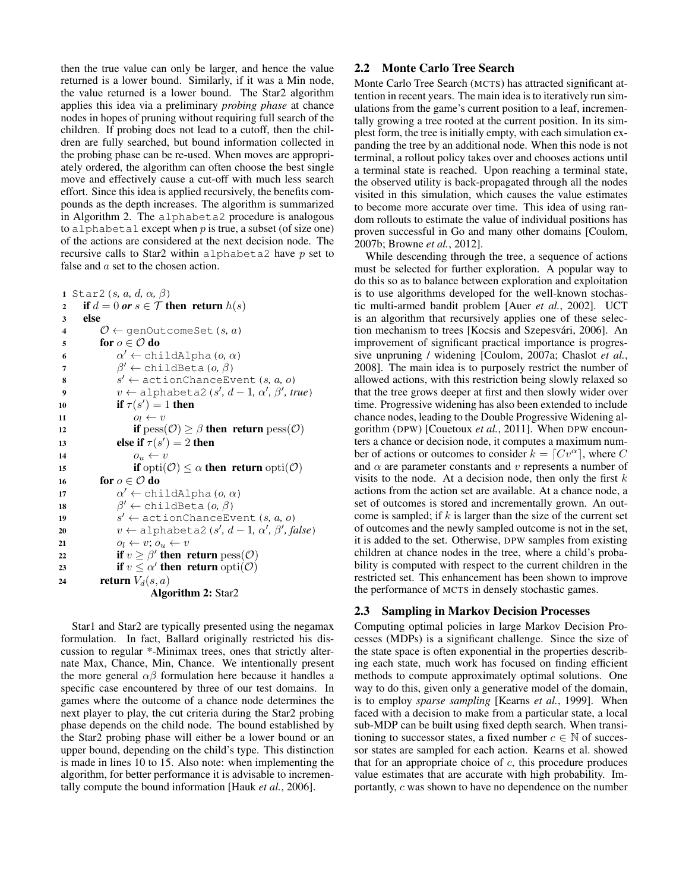then the true value can only be larger, and hence the value returned is a lower bound. Similarly, if it was a Min node, the value returned is a lower bound. The Star2 algorithm applies this idea via a preliminary *probing phase* at chance nodes in hopes of pruning without requiring full search of the children. If probing does not lead to a cutoff, then the children are fully searched, but bound information collected in the probing phase can be re-used. When moves are appropriately ordered, the algorithm can often choose the best single move and effectively cause a cut-off with much less search effort. Since this idea is applied recursively, the benefits compounds as the depth increases. The algorithm is summarized in Algorithm 2. The `alphabeta2` procedure is analogous to `alphabeta1` except when $p$ is true, a subset (of size one) of the actions are considered at the next decision node. The recursive calls to Star2 within `alphabeta2` have $p$ set to false and $a$ set to the chosen action.

```
1  Star2 (s, a, d, α, β)
2    if d = 0 or s ∈ T then return h(s)
3    else
4      O ← genOutcomeSet (s, a)
5      for o ∈ O do
6        α' ← childAlpha (o, α)
7        β' ← childBeta (o, β)
8        s' ← actionChanceEvent (s, a, o)
9        v ← alphabeta2 (s', d − 1, α', β', true)
10       if τ(s') = 1 then
11         o_l ← v
12         if pess(O) ≥ β then return pess(O)
13       else if τ(s') = 2 then
14         o_u ← v
15         if opti(O) ≤ α then return opti(O)
16     for o ∈ O do
17       α' ← childAlpha (o, α)
18       β' ← childBeta (o, β)
19       s' ← actionChanceEvent (s, a, o)
20       v ← alphabeta2 (s', d − 1, α', β', false)
21       o_l ← v; o_u ← v
22       if v ≥ β' then return pess(O)
23       if v ≤ α' then return opti(O)
24     return V_d(s, a)
```

**Algorithm 2:** Star2

Star1 and Star2 are typically presented using the negamax formulation. In fact, Ballard originally restricted his discussion to regular *-Minimax trees, ones that strictly alternate Max, Chance, Min, Chance. We intentionally present the more general $\alpha\beta$ formulation here because it handles a specific case encountered by three of our test domains. In games where the outcome of a chance node determines the next player to play, the cut criteria during the Star2 probing phase depends on the child node. The bound established by the Star2 probing phase will either be a lower bound or an upper bound, depending on the child's type. This distinction is made in lines 10 to 15. Also note: when implementing the algorithm, for better performance it is advisable to incrementally compute the bound information [Hauk *et al.*, 2006].

## 2.2 Monte Carlo Tree Search

Monte Carlo Tree Search (MCTS) has attracted significant attention in recent years. The main idea is to iteratively run simulations from the game's current position to a leaf, incrementally growing a tree rooted at the current position. In its simplest form, the tree is initially empty, with each simulation expanding the tree by an additional node. When this node is not terminal, a rollout policy takes over and chooses actions until a terminal state is reached. Upon reaching a terminal state, the observed utility is back-propagated through all the nodes visited in this simulation, which causes the value estimates to become more accurate over time. This idea of using random rollouts to estimate the value of individual positions has proven successful in Go and many other domains [Coulom, 2007b; Browne *et al.*, 2012].

While descending through the tree, a sequence of actions must be selected for further exploration. A popular way to do this so as to balance between exploration and exploitation is to use algorithms developed for the well-known stochastic multi-armed bandit problem [Auer *et al.*, 2002]. UCT is an algorithm that recursively applies one of these selection mechanism to trees [Kocsis and Szepesvári, 2006]. An improvement of significant practical importance is progressive unpruning / widening [Coulom, 2007a; Chaslot *et al.*, 2008]. The main idea is to purposely restrict the number of allowed actions, with this restriction being slowly relaxed so that the tree grows deeper at first and then slowly wider over time. Progressive widening has also been extended to include chance nodes, leading to the Double Progressive Widening algorithm (DPW) [Couetoux *et al.*, 2011]. When DPW encounters a chance or decision node, it computes a maximum number of actions or outcomes to consider $k = \lceil Cv^{\alpha} \rceil$, where $C$ and $\alpha$ are parameter constants and $v$ represents a number of visits to the node. At a decision node, then only the first $k$ actions from the action set are available. At a chance node, a set of outcomes is stored and incrementally grown. An outcome is sampled; if $k$ is larger than the size of the current set of outcomes and the newly sampled outcome is not in the set, it is added to the set. Otherwise, DPW samples from existing children at chance nodes in the tree, where a child's probability is computed with respect to the current children in the restricted set. This enhancement has been shown to improve the performance of MCTS in densely stochastic games.

## 2.3 Sampling in Markov Decision Processes

Computing optimal policies in large Markov Decision Processes (MDPs) is a significant challenge. Since the size of the state space is often exponential in the properties describing each state, much work has focused on finding efficient methods to compute approximately optimal solutions. One way to do this, given only a generative model of the domain, is to employ *sparse sampling* [Kearns *et al.*, 1999]. When faced with a decision to make from a particular state, a local sub-MDP can be built using fixed depth search. When transitioning to successor states, a fixed number $c \in \mathbb{N}$ of successor states are sampled for each action. Kearns et al. showed that for an appropriate choice of $c$, this procedure produces value estimates that are accurate with high probability. Importantly, $c$ was shown to have no dependence on the number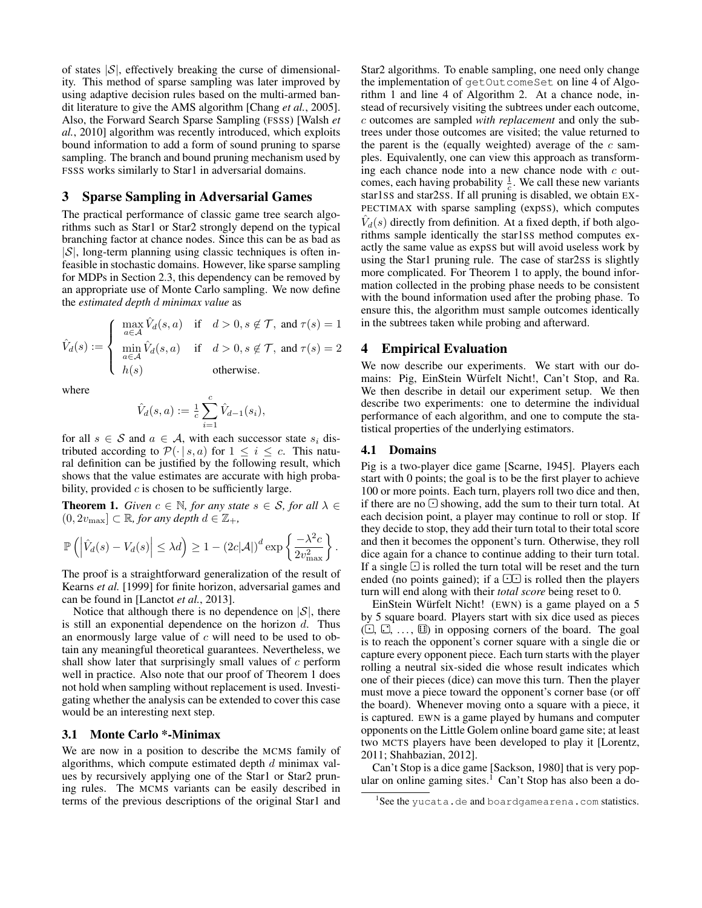of states $|\mathcal{S}|$, effectively breaking the curse of dimensionality. This method of sparse sampling was later improved by using adaptive decision rules based on the multi-armed bandit literature to give the AMS algorithm [Chang *et al.*, 2005]. Also, the Forward Search Sparse Sampling (FSSS) [Walsh *et al.*, 2010] algorithm was recently introduced, which exploits bound information to add a form of sound pruning to sparse sampling. The branch and bound pruning mechanism used by FSSS works similarly to Star1 in adversarial domains.

## 3 Sparse Sampling in Adversarial Games

The practical performance of classic game tree search algorithms such as Star1 or Star2 strongly depend on the typical branching factor at chance nodes. Since this can be as bad as $|\mathcal{S}|$, long-term planning using classic techniques is often infeasible in stochastic domains. However, like sparse sampling for MDPs in Section 2.3, this dependency can be removed by an appropriate use of Monte Carlo sampling. We now define the *estimated depth d minimax value* as

$$\hat{V}_d(s) := \begin{cases} \max\limits_{a \in \mathcal{A}} \hat{V}_d(s,a) & \text{if} \quad d > 0, s \notin \mathcal{T}, \text{ and } \tau(s) = 1 \\ \min\limits_{a \in \mathcal{A}} \hat{V}_d(s,a) & \text{if} \quad d > 0, s \notin \mathcal{T}, \text{ and } \tau(s) = 2 \\ h(s) & \text{otherwise.} \end{cases}$$

where

$$\hat{V}_d(s,a) := \tfrac{1}{c} \sum_{i=1}^{c} \hat{V}_{d-1}(s_i),$$

for all $s \in \mathcal{S}$ and $a \in \mathcal{A}$, with each successor state $s_i$ distributed according to $\mathcal{P}(\cdot \mid s, a)$ for $1 \leq i \leq c$. This natural definition can be justified by the following result, which shows that the value estimates are accurate with high probability, provided $c$ is chosen to be sufficiently large.

**Theorem 1.** *Given $c \in \mathbb{N}$, for any state $s \in \mathcal{S}$, for all $\lambda \in (0, 2v_{\max}] \subset \mathbb{R}$, for any depth $d \in \mathbb{Z}_+$,*

$$\mathbb{P}\left(\left|\hat{V}_d(s) - V_d(s)\right| \leq \lambda d\right) \geq 1 - (2c|\mathcal{A}|)^d \exp\left\{\frac{-\lambda^2 c}{2v_{\max}^2}\right\}.$$

The proof is a straightforward generalization of the result of Kearns *et al.* [1999] for finite horizon, adversarial games and can be found in [Lanctot *et al.*, 2013].

Notice that although there is no dependence on $|\mathcal{S}|$, there is still an exponential dependence on the horizon $d$. Thus an enormously large value of $c$ will need to be used to obtain any meaningful theoretical guarantees. Nevertheless, we shall show later that surprisingly small values of $c$ perform well in practice. Also note that our proof of Theorem 1 does not hold when sampling without replacement is used. Investigating whether the analysis can be extended to cover this case would be an interesting next step.

### 3.1 Monte Carlo *-Minimax

We are now in a position to describe the MCMS family of algorithms, which compute estimated depth $d$ minimax values by recursively applying one of the Star1 or Star2 pruning rules. The MCMS variants can be easily described in terms of the previous descriptions of the original Star1 and Star2 algorithms. To enable sampling, one need only change the implementation of `getOutcomeSet` on line 4 of Algorithm 1 and line 4 of Algorithm 2. At a chance node, instead of recursively visiting the subtrees under each outcome, $c$ outcomes are sampled *with replacement* and only the subtrees under those outcomes are visited; the value returned to the parent is the (equally weighted) average of the $c$ samples. Equivalently, one can view this approach as transforming each chance node into a new chance node with $c$ outcomes, each having probability $\frac{1}{c}$. We call these new variants star1SS and star2SS. If all pruning is disabled, we obtain EXPECTIMAX with sparse sampling (expSS), which computes $\hat{V}_d(s)$ directly from definition. At a fixed depth, if both algorithms sample identically the star1SS method computes exactly the same value as expSS but will avoid useless work by using the Star1 pruning rule. The case of star2SS is slightly more complicated. For Theorem 1 to apply, the bound information collected in the probing phase needs to be consistent with the bound information used after the probing phase. To ensure this, the algorithm must sample outcomes identically in the subtrees taken while probing and afterward.

## 4 Empirical Evaluation

We now describe our experiments. We start with our domains: Pig, EinStein Würfelt Nicht!, Can't Stop, and Ra. We then describe in detail our experiment setup. We then describe two experiments: one to determine the individual performance of each algorithm, and one to compute the statistical properties of the underlying estimators.

### 4.1 Domains

Pig is a two-player dice game [Scarne, 1945]. Players each start with 0 points; the goal is to be the first player to achieve 100 or more points. Each turn, players roll two dice and then, if there are no ⚀ showing, add the sum to their turn total. At each decision point, a player may continue to roll or stop. If they decide to stop, they add their turn total to their total score and then it becomes the opponent's turn. Otherwise, they roll dice again for a chance to continue adding to their turn total. If a single ⚀ is rolled the turn total will be reset and the turn ended (no points gained); if a ⚀⚀ is rolled then the players turn will end along with their *total score* being reset to 0.

EinStein Würfelt Nicht! (EWN) is a game played on a 5 by 5 square board. Players start with six dice used as pieces (⚀, ⚁, ..., ⚅) in opposing corners of the board. The goal is to reach the opponent's corner square with a single die or capture every opponent piece. Each turn starts with the player rolling a neutral six-sided die whose result indicates which one of their pieces (dice) can move this turn. Then the player must move a piece toward the opponent's corner base (or off the board). Whenever moving onto a square with a piece, it is captured. EWN is a game played by humans and computer opponents on the Little Golem online board game site; at least two MCTS players have been developed to play it [Lorentz, 2011; Shahbazian, 2012].

Can't Stop is a dice game [Sackson, 1980] that is very popular on online gaming sites.[1] Can't Stop has also been a do-

[1] See the yucata.de and boardgamearena.com statistics.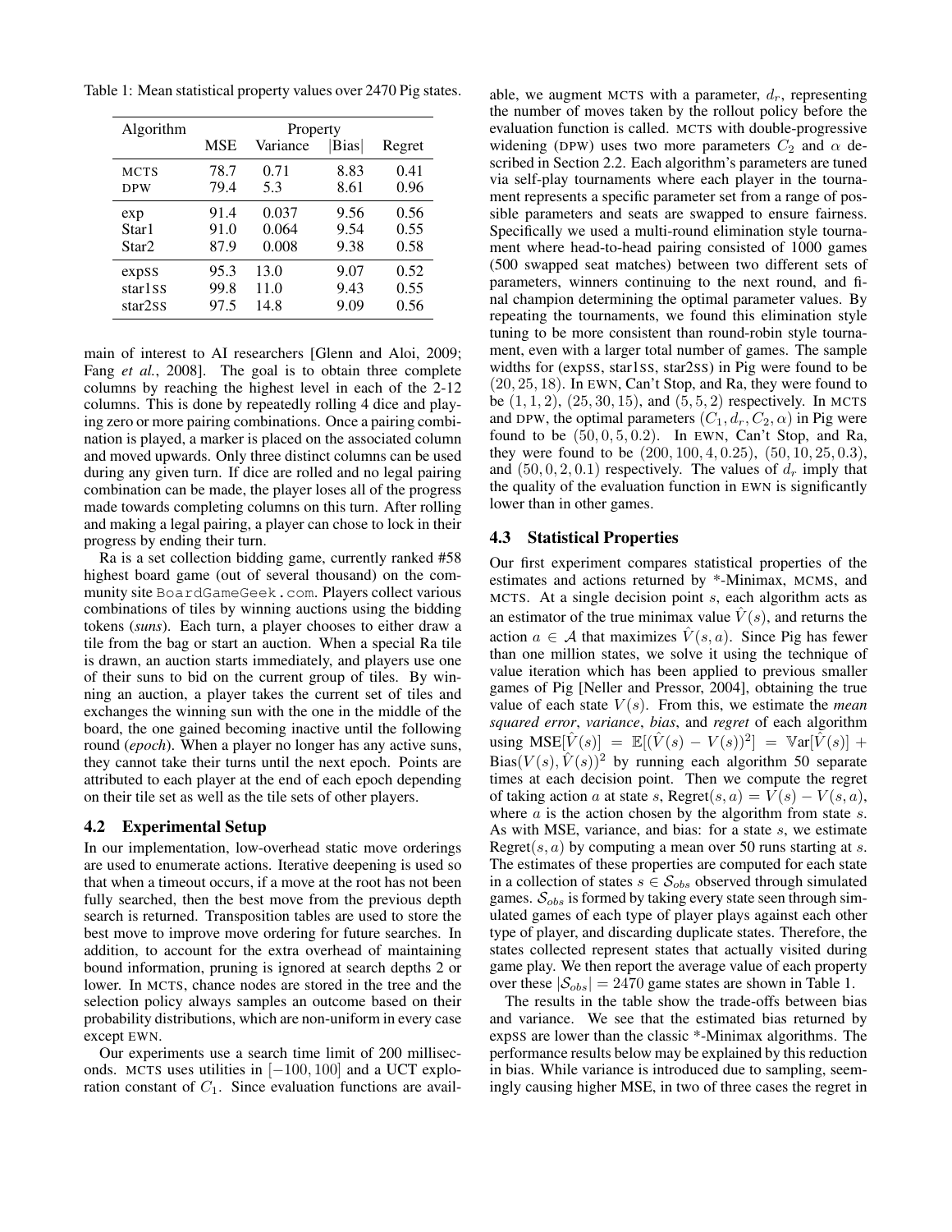Table 1: Mean statistical property values over 2470 Pig states.

| Algorithm | Property | | | |
|---|---|---|---|---|
| | MSE | Variance | \|Bias\| | Regret |
| MCTS | 78.7 | 0.71 | 8.83 | 0.41 |
| DPW | 79.4 | 5.3 | 8.61 | 0.96 |
| exp | 91.4 | 0.037 | 9.56 | 0.56 |
| Star1 | 91.0 | 0.064 | 9.54 | 0.55 |
| Star2 | 87.9 | 0.008 | 9.38 | 0.58 |
| expSS | 95.3 | 13.0 | 9.07 | 0.52 |
| star1SS | 99.8 | 11.0 | 9.43 | 0.55 |
| star2SS | 97.5 | 14.8 | 9.09 | 0.56 |

main of interest to AI researchers [Glenn and Aloi, 2009; Fang *et al.*, 2008]. The goal is to obtain three complete columns by reaching the highest level in each of the 2-12 columns. This is done by repeatedly rolling 4 dice and playing zero or more pairing combinations. Once a pairing combination is played, a marker is placed on the associated column and moved upwards. Only three distinct columns can be used during any given turn. If dice are rolled and no legal pairing combination can be made, the player loses all of the progress made towards completing columns on this turn. After rolling and making a legal pairing, a player can chose to lock in their progress by ending their turn.

Ra is a set collection bidding game, currently ranked #58 highest board game (out of several thousand) on the community site BoardGameGeek.com. Players collect various combinations of tiles by winning auctions using the bidding tokens (*suns*). Each turn, a player chooses to either draw a tile from the bag or start an auction. When a special Ra tile is drawn, an auction starts immediately, and players use one of their suns to bid on the current group of tiles. By winning an auction, a player takes the current set of tiles and exchanges the winning sun with the one in the middle of the board, the one gained becoming inactive until the following round (*epoch*). When a player no longer has any active suns, they cannot take their turns until the next epoch. Points are attributed to each player at the end of each epoch depending on their tile set as well as the tile sets of other players.

### 4.2 Experimental Setup

In our implementation, low-overhead static move orderings are used to enumerate actions. Iterative deepening is used so that when a timeout occurs, if a move at the root has not been fully searched, then the best move from the previous depth search is returned. Transposition tables are used to store the best move to improve move ordering for future searches. In addition, to account for the extra overhead of maintaining bound information, pruning is ignored at search depths 2 or lower. In MCTS, chance nodes are stored in the tree and the selection policy always samples an outcome based on their probability distributions, which are non-uniform in every case except EWN.

Our experiments use a search time limit of 200 milliseconds. MCTS uses utilities in $[-100, 100]$ and a UCT exploration constant of $C_1$. Since evaluation functions are available, we augment MCTS with a parameter, $d_r$, representing the number of moves taken by the rollout policy before the evaluation function is called. MCTS with double-progressive widening (DPW) uses two more parameters $C_2$ and $\alpha$ described in Section 2.2. Each algorithm's parameters are tuned via self-play tournaments where each player in the tournament represents a specific parameter set from a range of possible parameters and seats are swapped to ensure fairness. Specifically we used a multi-round elimination style tournament where head-to-head pairing consisted of 1000 games (500 swapped seat matches) between two different sets of parameters, winners continuing to the next round, and final champion determining the optimal parameter values. By repeating the tournaments, we found this elimination style tuning to be more consistent than round-robin style tournament, even with a larger total number of games. The sample widths for (expSS, star1SS, star2SS) in Pig were found to be $(20, 25, 18)$. In EWN, Can't Stop, and Ra, they were found to be $(1, 1, 2)$, $(25, 30, 15)$, and $(5, 5, 2)$ respectively. In MCTS and DPW, the optimal parameters $(C_1, d_r, C_2, \alpha)$ in Pig were found to be $(50, 0, 5, 0.2)$. In EWN, Can't Stop, and Ra, they were found to be $(200, 100, 4, 0.25)$, $(50, 10, 25, 0.3)$, and $(50, 0, 2, 0.1)$ respectively. The values of $d_r$ imply that the quality of the evaluation function in EWN is significantly lower than in other games.

### 4.3 Statistical Properties

Our first experiment compares statistical properties of the estimates and actions returned by *-Minimax, MCMS, and MCTS. At a single decision point $s$, each algorithm acts as an estimator of the true minimax value $\hat{V}(s)$, and returns the action $a \in \mathcal{A}$ that maximizes $\hat{V}(s, a)$. Since Pig has fewer than one million states, we solve it using the technique of value iteration which has been applied to previous smaller games of Pig [Neller and Pressor, 2004], obtaining the true value of each state $V(s)$. From this, we estimate the *mean squared error*, *variance*, *bias*, and *regret* of each algorithm using $\text{MSE}[\hat{V}(s)] = \mathbb{E}[(\hat{V}(s) - V(s))^2] = \mathbb{V}\text{ar}[\hat{V}(s)] + \text{Bias}(V(s), \hat{V}(s))^2$ by running each algorithm 50 separate times at each decision point. Then we compute the regret of taking action $a$ at state $s$, $\text{Regret}(s, a) = V(s) - V(s, a)$, where $a$ is the action chosen by the algorithm from state $s$. As with MSE, variance, and bias: for a state $s$, we estimate $\text{Regret}(s, a)$ by computing a mean over 50 runs starting at $s$. The estimates of these properties are computed for each state in a collection of states $s \in \mathcal{S}_{obs}$ observed through simulated games. $\mathcal{S}_{obs}$ is formed by taking every state seen through simulated games of each type of player plays against each other type of player, and discarding duplicate states. Therefore, the states collected represent states that actually visited during game play. We then report the average value of each property over these $|\mathcal{S}_{obs}| = 2470$ game states are shown in Table 1.

The results in the table show the trade-offs between bias and variance. We see that the estimated bias returned by expSS are lower than the classic *-Minimax algorithms. The performance results below may be explained by this reduction in bias. While variance is introduced due to sampling, seemingly causing higher MSE, in two of three cases the regret in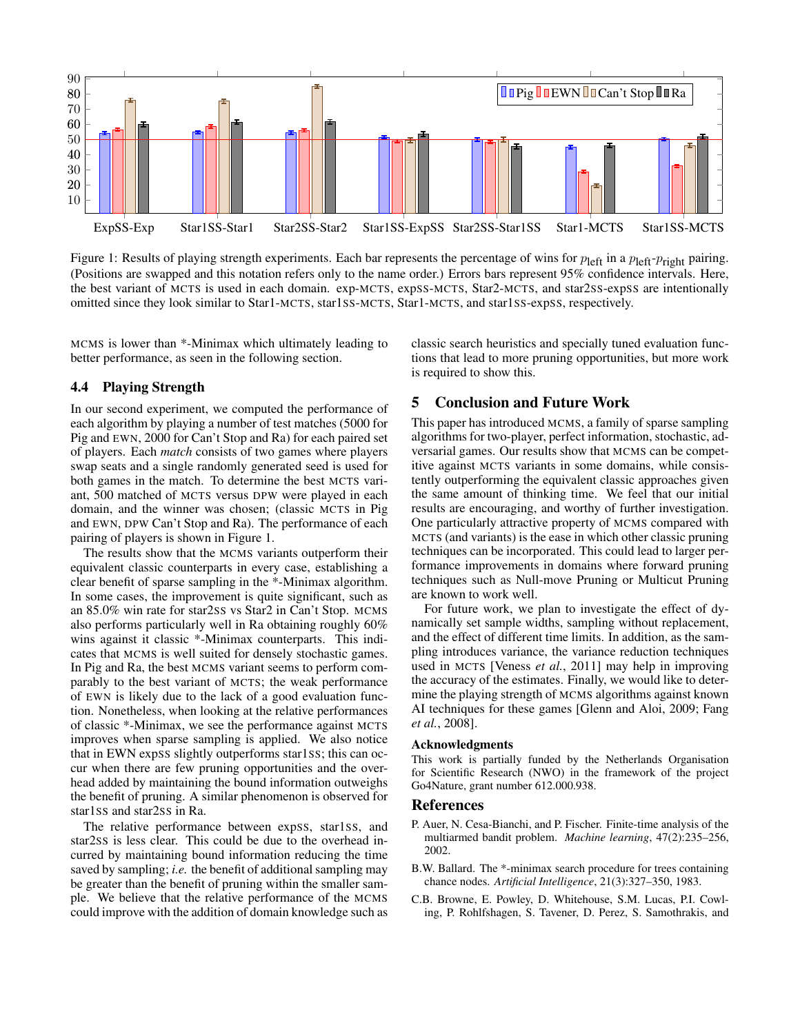Figure 1: Results of playing strength experiments. Each bar represents the percentage of wins for $p_{\text{left}}$ in a $p_{\text{left}}$-$p_{\text{right}}$ pairing. (Positions are swapped and this notation refers only to the name order.) Errors bars represent 95% confidence intervals. Here, the best variant of MCTS is used in each domain. exp-MCTS, expSS-MCTS, Star2-MCTS, and star2SS-expSS are intentionally omitted since they look similar to Star1-MCTS, star1SS-MCTS, Star1-MCTS, and star1SS-expSS, respectively.

MCMS is lower than *-Minimax which ultimately leading to better performance, as seen in the following section.

### 4.4 Playing Strength

In our second experiment, we computed the performance of each algorithm by playing a number of test matches (5000 for Pig and EWN, 2000 for Can't Stop and Ra) for each paired set of players. Each *match* consists of two games where players swap seats and a single randomly generated seed is used for both games in the match. To determine the best MCTS variant, 500 matched of MCTS versus DPW were played in each domain, and the winner was chosen; (classic MCTS in Pig and EWN, DPW Can't Stop and Ra). The performance of each pairing of players is shown in Figure 1.

The results show that the MCMS variants outperform their equivalent classic counterparts in every case, establishing a clear benefit of sparse sampling in the *-Minimax algorithm. In some cases, the improvement is quite significant, such as an 85.0% win rate for star2SS vs Star2 in Can't Stop. MCMS also performs particularly well in Ra obtaining roughly 60% wins against it classic *-Minimax counterparts. This indicates that MCMS is well suited for densely stochastic games. In Pig and Ra, the best MCMS variant seems to perform comparably to the best variant of MCTS; the weak performance of EWN is likely due to the lack of a good evaluation function. Nonetheless, when looking at the relative performances of classic *-Minimax, we see the performance against MCTS improves when sparse sampling is applied. We also notice that in EWN expSS slightly outperforms star1SS; this can occur when there are few pruning opportunities and the overhead added by maintaining the bound information outweighs the benefit of pruning. A similar phenomenon is observed for star1SS and star2SS in Ra.

The relative performance between expSS, star1SS, and star2SS is less clear. This could be due to the overhead incurred by maintaining bound information reducing the time saved by sampling; *i.e.* the benefit of additional sampling may be greater than the benefit of pruning within the smaller sample. We believe that the relative performance of the MCMS could improve with the addition of domain knowledge such as classic search heuristics and specially tuned evaluation functions that lead to more pruning opportunities, but more work is required to show this.

## 5 Conclusion and Future Work

This paper has introduced MCMS, a family of sparse sampling algorithms for two-player, perfect information, stochastic, adversarial games. Our results show that MCMS can be competitive against MCTS variants in some domains, while consistently outperforming the equivalent classic approaches given the same amount of thinking time. We feel that our initial results are encouraging, and worthy of further investigation. One particularly attractive property of MCMS compared with MCTS (and variants) is the ease in which other classic pruning techniques can be incorporated. This could lead to larger performance improvements in domains where forward pruning techniques such as Null-move Pruning or Multicut Pruning are known to work well.

For future work, we plan to investigate the effect of dynamically set sample widths, sampling without replacement, and the effect of different time limits. In addition, as the sampling introduces variance, the variance reduction techniques used in MCTS [Veness *et al.*, 2011] may help in improving the accuracy of the estimates. Finally, we would like to determine the playing strength of MCMS algorithms against known AI techniques for these games [Glenn and Aloi, 2009; Fang *et al.*, 2008].

#### Acknowledgments

This work is partially funded by the Netherlands Organisation for Scientific Research (NWO) in the framework of the project Go4Nature, grant number 612.000.938.

## References

P. Auer, N. Cesa-Bianchi, and P. Fischer. Finite-time analysis of the multiarmed bandit problem. *Machine learning*, 47(2):235–256, 2002.

B.W. Ballard. The *-minimax search procedure for trees containing chance nodes. *Artificial Intelligence*, 21(3):327–350, 1983.

C.B. Browne, E. Powley, D. Whitehouse, S.M. Lucas, P.I. Cowling, P. Rohlfshagen, S. Tavener, D. Perez, S. Samothrakis, and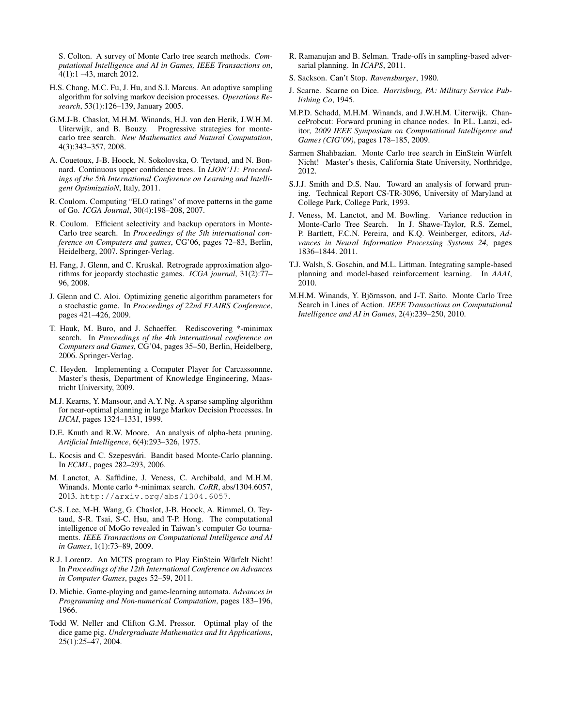S. Colton. A survey of Monte Carlo tree search methods. *Computational Intelligence and AI in Games, IEEE Transactions on*, 4(1):1 –43, march 2012.

H.S. Chang, M.C. Fu, J. Hu, and S.I. Marcus. An adaptive sampling algorithm for solving markov decision processes. *Operations Research*, 53(1):126–139, January 2005.

G.M.J-B. Chaslot, M.H.M. Winands, H.J. van den Herik, J.W.H.M. Uiterwijk, and B. Bouzy. Progressive strategies for monte-carlo tree search. *New Mathematics and Natural Computation*, 4(3):343–357, 2008.

A. Couetoux, J-B. Hoock, N. Sokolovska, O. Teytaud, and N. Bonnard. Continuous upper confidence trees. In *LION'11: Proceedings of the 5th International Conference on Learning and Intelligent OptimizatioN*, Italy, 2011.

R. Coulom. Computing "ELO ratings" of move patterns in the game of Go. *ICGA Journal*, 30(4):198–208, 2007.

R. Coulom. Efficient selectivity and backup operators in Monte-Carlo tree search. In *Proceedings of the 5th international conference on Computers and games*, CG'06, pages 72–83, Berlin, Heidelberg, 2007. Springer-Verlag.

H. Fang, J. Glenn, and C. Kruskal. Retrograde approximation algorithms for jeopardy stochastic games. *ICGA journal*, 31(2):77–96, 2008.

J. Glenn and C. Aloi. Optimizing genetic algorithm parameters for a stochastic game. In *Proceedings of 22nd FLAIRS Conference*, pages 421–426, 2009.

T. Hauk, M. Buro, and J. Schaeffer. Rediscovering *-minimax search. In *Proceedings of the 4th international conference on Computers and Games*, CG'04, pages 35–50, Berlin, Heidelberg, 2006. Springer-Verlag.

C. Heyden. Implementing a Computer Player for Carcassonnne. Master's thesis, Department of Knowledge Engineering, Maastricht University, 2009.

M.J. Kearns, Y. Mansour, and A.Y. Ng. A sparse sampling algorithm for near-optimal planning in large Markov Decision Processes. In *IJCAI*, pages 1324–1331, 1999.

D.E. Knuth and R.W. Moore. An analysis of alpha-beta pruning. *Artificial Intelligence*, 6(4):293–326, 1975.

L. Kocsis and C. Szepesvári. Bandit based Monte-Carlo planning. In *ECML*, pages 282–293, 2006.

M. Lanctot, A. Saffidine, J. Veness, C. Archibald, and M.H.M. Winands. Monte carlo *-minimax search. *CoRR*, abs/1304.6057, 2013. `http://arxiv.org/abs/1304.6057`.

C-S. Lee, M-H. Wang, G. Chaslot, J-B. Hoock, A. Rimmel, O. Teytaud, S-R. Tsai, S-C. Hsu, and T-P. Hong. The computational intelligence of MoGo revealed in Taiwan's computer Go tournaments. *IEEE Transactions on Computational Intelligence and AI in Games*, 1(1):73–89, 2009.

R.J. Lorentz. An MCTS program to Play EinStein Würfelt Nicht! In *Proceedings of the 12th International Conference on Advances in Computer Games*, pages 52–59, 2011.

D. Michie. Game-playing and game-learning automata. *Advances in Programming and Non-numerical Computation*, pages 183–196, 1966.

Todd W. Neller and Clifton G.M. Pressor. Optimal play of the dice game pig. *Undergraduate Mathematics and Its Applications*, 25(1):25–47, 2004.

R. Ramanujan and B. Selman. Trade-offs in sampling-based adversarial planning. In *ICAPS*, 2011.

S. Sackson. Can't Stop. *Ravensburger*, 1980.

J. Scarne. Scarne on Dice. *Harrisburg, PA: Military Service Publishing Co*, 1945.

M.P.D. Schadd, M.H.M. Winands, and J.W.H.M. Uiterwijk. ChanceProbcut: Forward pruning in chance nodes. In P.L. Lanzi, editor, *2009 IEEE Symposium on Computational Intelligence and Games (CIG'09)*, pages 178–185, 2009.

Sarmen Shahbazian. Monte Carlo tree search in EinStein Würfelt Nicht! Master's thesis, California State University, Northridge, 2012.

S.J.J. Smith and D.S. Nau. Toward an analysis of forward pruning. Technical Report CS-TR-3096, University of Maryland at College Park, College Park, 1993.

J. Veness, M. Lanctot, and M. Bowling. Variance reduction in Monte-Carlo Tree Search. In J. Shawe-Taylor, R.S. Zemel, P. Bartlett, F.C.N. Pereira, and K.Q. Weinberger, editors, *Advances in Neural Information Processing Systems 24*, pages 1836–1844. 2011.

T.J. Walsh, S. Goschin, and M.L. Littman. Integrating sample-based planning and model-based reinforcement learning. In *AAAI*, 2010.

M.H.M. Winands, Y. Björnsson, and J-T. Saito. Monte Carlo Tree Search in Lines of Action. *IEEE Transactions on Computational Intelligence and AI in Games*, 2(4):239–250, 2010.